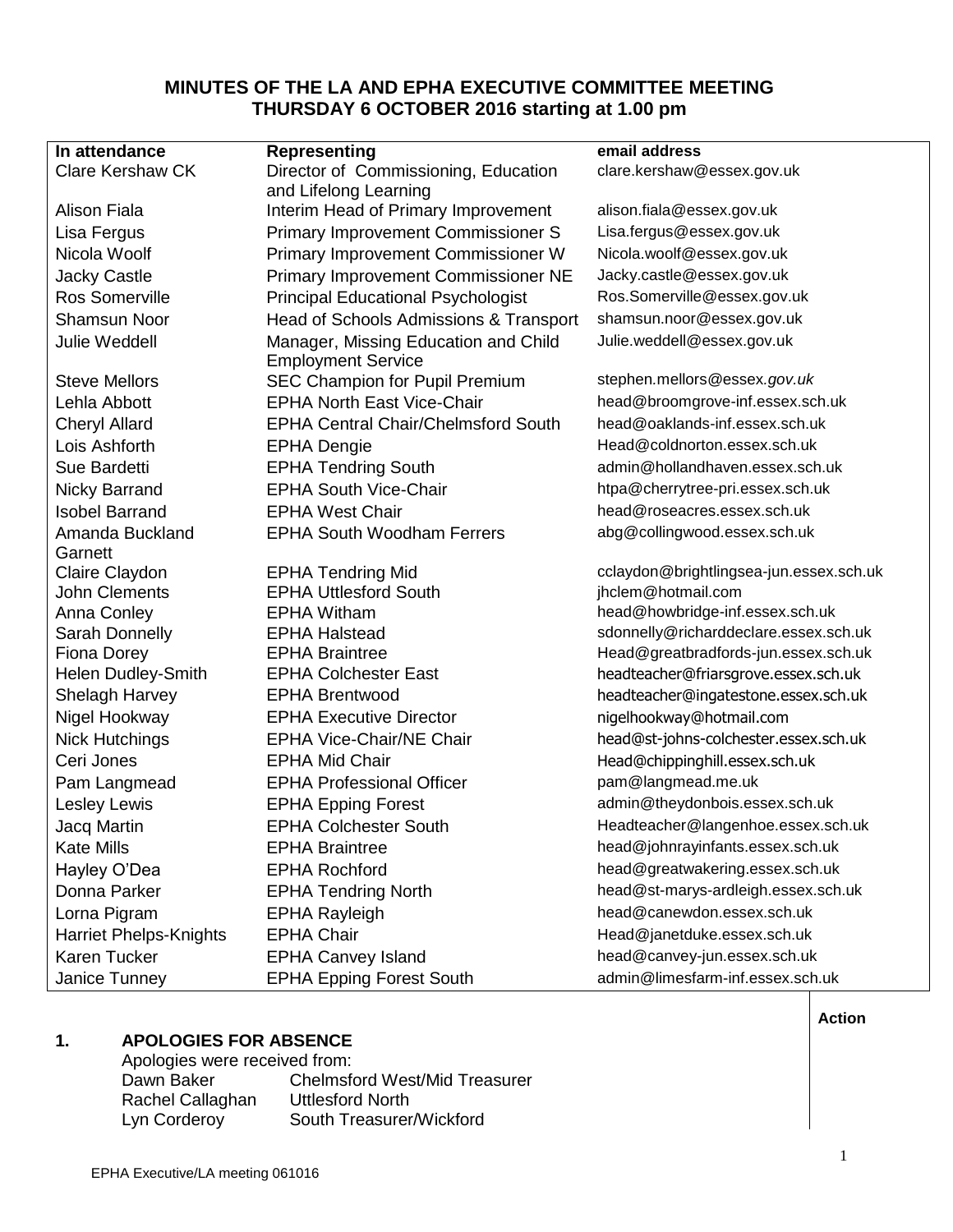# MINUTES OF THE LA AND EPHA EXECUTIVE COMMITTEE MEETING
## THURSDAY 6 OCTOBER 2016 starting at 1.00 pm

| In attendance | Representing | email address |
|---|---|---|
| Clare Kershaw CK | Director of Commissioning, Education and Lifelong Learning | clare.kershaw@essex.gov.uk |
| Alison Fiala | Interim Head of Primary Improvement | alison.fiala@essex.gov.uk |
| Lisa Fergus | Primary Improvement Commissioner S | Lisa.fergus@essex.gov.uk |
| Nicola Woolf | Primary Improvement Commissioner W | Nicola.woolf@essex.gov.uk |
| Jacky Castle | Primary Improvement Commissioner NE | Jacky.castle@essex.gov.uk |
| Ros Somerville | Principal Educational Psychologist | Ros.Somerville@essex.gov.uk |
| Shamsun Noor | Head of Schools Admissions & Transport | shamsun.noor@essex.gov.uk |
| Julie Weddell | Manager, Missing Education and Child Employment Service | Julie.weddell@essex.gov.uk |
| Steve Mellors | SEC Champion for Pupil Premium | stephen.mellors@essex.*gov.uk* |
| Lehla Abbott | EPHA North East Vice-Chair | head@broomgrove-inf.essex.sch.uk |
| Cheryl Allard | EPHA Central Chair/Chelmsford South | head@oaklands-inf.essex.sch.uk |
| Lois Ashforth | EPHA Dengie | Head@coldnorton.essex.sch.uk |
| Sue Bardetti | EPHA Tendring South | admin@hollandhaven.essex.sch.uk |
| Nicky Barrand | EPHA South Vice-Chair | htpa@cherrytree-pri.essex.sch.uk |
| Isobel Barrand | EPHA West Chair | head@roseacres.essex.sch.uk |
| Amanda Buckland Garnett | EPHA South Woodham Ferrers | abg@collingwood.essex.sch.uk |
| Claire Claydon | EPHA Tendring Mid | cclaydon@brightlingsea-jun.essex.sch.uk |
| John Clements | EPHA Uttlesford South | jhclem@hotmail.com |
| Anna Conley | EPHA Witham | head@howbridge-inf.essex.sch.uk |
| Sarah Donnelly | EPHA Halstead | sdonnelly@richarddeclare.essex.sch.uk |
| Fiona Dorey | EPHA Braintree | Head@greatbradfords-jun.essex.sch.uk |
| Helen Dudley-Smith | EPHA Colchester East | headteacher@friarsgrove.essex.sch.uk |
| Shelagh Harvey | EPHA Brentwood | headteacher@ingatestone.essex.sch.uk |
| Nigel Hookway | EPHA Executive Director | nigelhookway@hotmail.com |
| Nick Hutchings | EPHA Vice-Chair/NE Chair | head@st-johns-colchester.essex.sch.uk |
| Ceri Jones | EPHA Mid Chair | Head@chippinghill.essex.sch.uk |
| Pam Langmead | EPHA Professional Officer | pam@langmead.me.uk |
| Lesley Lewis | EPHA Epping Forest | admin@theydonbois.essex.sch.uk |
| Jacq Martin | EPHA Colchester South | Headteacher@langenhoe.essex.sch.uk |
| Kate Mills | EPHA Braintree | head@johnrayinfants.essex.sch.uk |
| Hayley O'Dea | EPHA Rochford | head@greatwakering.essex.sch.uk |
| Donna Parker | EPHA Tendring North | head@st-marys-ardleigh.essex.sch.uk |
| Lorna Pigram | EPHA Rayleigh | head@canewdon.essex.sch.uk |
| Harriet Phelps-Knights | EPHA Chair | Head@janetduke.essex.sch.uk |
| Karen Tucker | EPHA Canvey Island | head@canvey-jun.essex.sch.uk |
| Janice Tunney | EPHA Epping Forest South | admin@limesfarm-inf.essex.sch.uk |

**Action**

### 1. APOLOGIES FOR ABSENCE

Apologies were received from:

| | |
|---|---|
| Dawn Baker | Chelmsford West/Mid Treasurer |
| Rachel Callaghan | Uttlesford North |
| Lyn Corderoy | South Treasurer/Wickford |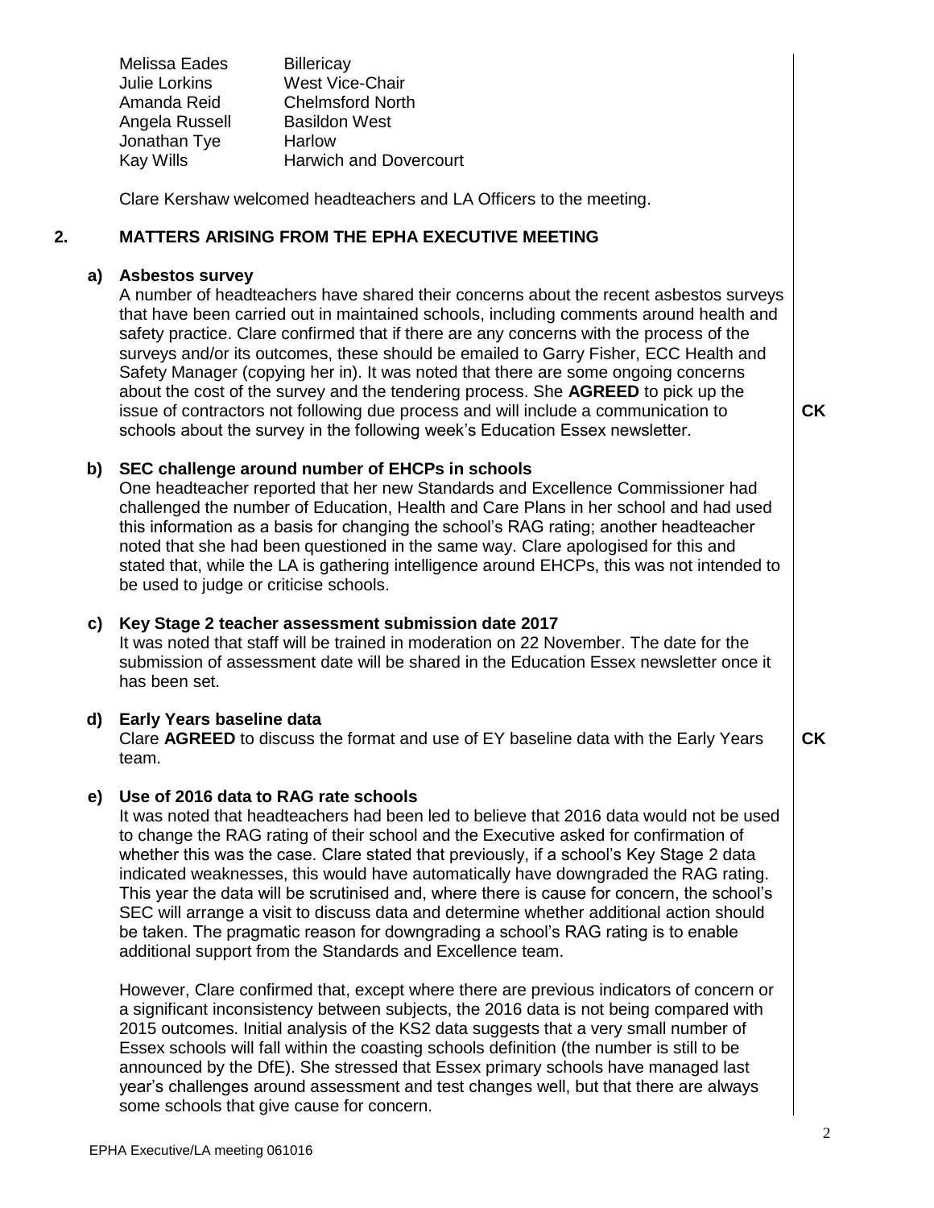| | |
|---|---|
| Melissa Eades | Billericay |
| Julie Lorkins | West Vice-Chair |
| Amanda Reid | Chelmsford North |
| Angela Russell | Basildon West |
| Jonathan Tye | Harlow |
| Kay Wills | Harwich and Dovercourt |

Clare Kershaw welcomed headteachers and LA Officers to the meeting.

## 2. MATTERS ARISING FROM THE EPHA EXECUTIVE MEETING

### a) Asbestos survey

A number of headteachers have shared their concerns about the recent asbestos surveys that have been carried out in maintained schools, including comments around health and safety practice. Clare confirmed that if there are any concerns with the process of the surveys and/or its outcomes, these should be emailed to Garry Fisher, ECC Health and Safety Manager (copying her in). It was noted that there are some ongoing concerns about the cost of the survey and the tendering process. She **AGREED** to pick up the issue of contractors not following due process and will include a communication to schools about the survey in the following week's Education Essex newsletter. **CK**

### b) SEC challenge around number of EHCPs in schools

One headteacher reported that her new Standards and Excellence Commissioner had challenged the number of Education, Health and Care Plans in her school and had used this information as a basis for changing the school's RAG rating; another headteacher noted that she had been questioned in the same way. Clare apologised for this and stated that, while the LA is gathering intelligence around EHCPs, this was not intended to be used to judge or criticise schools.

### c) Key Stage 2 teacher assessment submission date 2017

It was noted that staff will be trained in moderation on 22 November. The date for the submission of assessment date will be shared in the Education Essex newsletter once it has been set.

### d) Early Years baseline data

Clare **AGREED** to discuss the format and use of EY baseline data with the Early Years team. **CK**

### e) Use of 2016 data to RAG rate schools

It was noted that headteachers had been led to believe that 2016 data would not be used to change the RAG rating of their school and the Executive asked for confirmation of whether this was the case. Clare stated that previously, if a school's Key Stage 2 data indicated weaknesses, this would have automatically have downgraded the RAG rating. This year the data will be scrutinised and, where there is cause for concern, the school's SEC will arrange a visit to discuss data and determine whether additional action should be taken. The pragmatic reason for downgrading a school's RAG rating is to enable additional support from the Standards and Excellence team.

However, Clare confirmed that, except where there are previous indicators of concern or a significant inconsistency between subjects, the 2016 data is not being compared with 2015 outcomes. Initial analysis of the KS2 data suggests that a very small number of Essex schools will fall within the coasting schools definition (the number is still to be announced by the DfE). She stressed that Essex primary schools have managed last year's challenges around assessment and test changes well, but that there are always some schools that give cause for concern.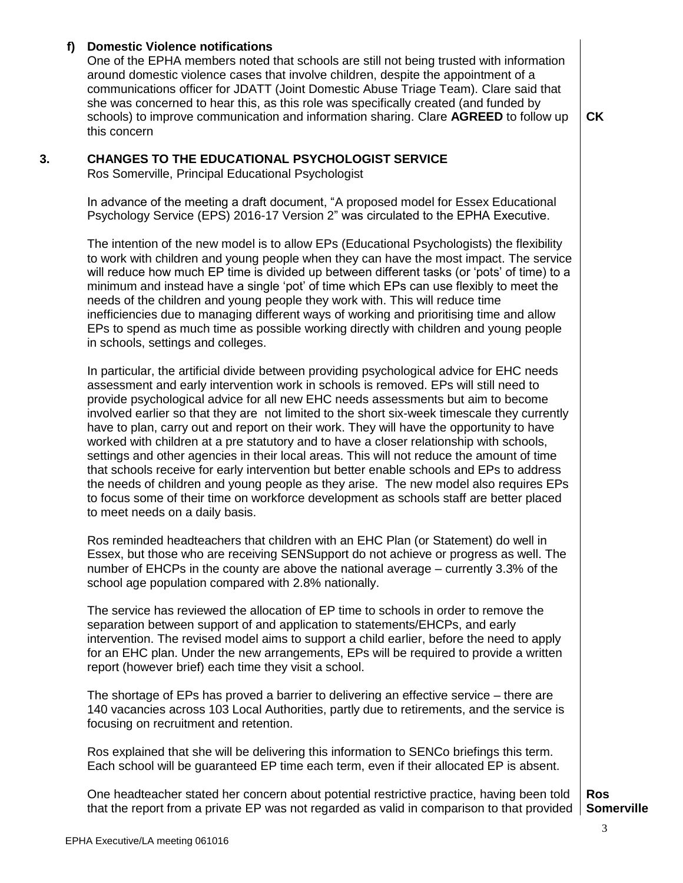**f) Domestic Violence notifications**

One of the EPHA members noted that schools are still not being trusted with information around domestic violence cases that involve children, despite the appointment of a communications officer for JDATT (Joint Domestic Abuse Triage Team). Clare said that she was concerned to hear this, as this role was specifically created (and funded by schools) to improve communication and information sharing. Clare **AGREED** to follow up this concern **CK**

## 3. CHANGES TO THE EDUCATIONAL PSYCHOLOGIST SERVICE

Ros Somerville, Principal Educational Psychologist

In advance of the meeting a draft document, "A proposed model for Essex Educational Psychology Service (EPS) 2016-17 Version 2" was circulated to the EPHA Executive.

The intention of the new model is to allow EPs (Educational Psychologists) the flexibility to work with children and young people when they can have the most impact. The service will reduce how much EP time is divided up between different tasks (or 'pots' of time) to a minimum and instead have a single 'pot' of time which EPs can use flexibly to meet the needs of the children and young people they work with. This will reduce time inefficiencies due to managing different ways of working and prioritising time and allow EPs to spend as much time as possible working directly with children and young people in schools, settings and colleges.

In particular, the artificial divide between providing psychological advice for EHC needs assessment and early intervention work in schools is removed. EPs will still need to provide psychological advice for all new EHC needs assessments but aim to become involved earlier so that they are not limited to the short six-week timescale they currently have to plan, carry out and report on their work. They will have the opportunity to have worked with children at a pre statutory and to have a closer relationship with schools, settings and other agencies in their local areas. This will not reduce the amount of time that schools receive for early intervention but better enable schools and EPs to address the needs of children and young people as they arise. The new model also requires EPs to focus some of their time on workforce development as schools staff are better placed to meet needs on a daily basis.

Ros reminded headteachers that children with an EHC Plan (or Statement) do well in Essex, but those who are receiving SENSupport do not achieve or progress as well. The number of EHCPs in the county are above the national average – currently 3.3% of the school age population compared with 2.8% nationally.

The service has reviewed the allocation of EP time to schools in order to remove the separation between support of and application to statements/EHCPs, and early intervention. The revised model aims to support a child earlier, before the need to apply for an EHC plan. Under the new arrangements, EPs will be required to provide a written report (however brief) each time they visit a school.

The shortage of EPs has proved a barrier to delivering an effective service – there are 140 vacancies across 103 Local Authorities, partly due to retirements, and the service is focusing on recruitment and retention.

Ros explained that she will be delivering this information to SENCo briefings this term. Each school will be guaranteed EP time each term, even if their allocated EP is absent.

One headteacher stated her concern about potential restrictive practice, having been told that the report from a private EP was not regarded as valid in comparison to that provided **Ros Somerville**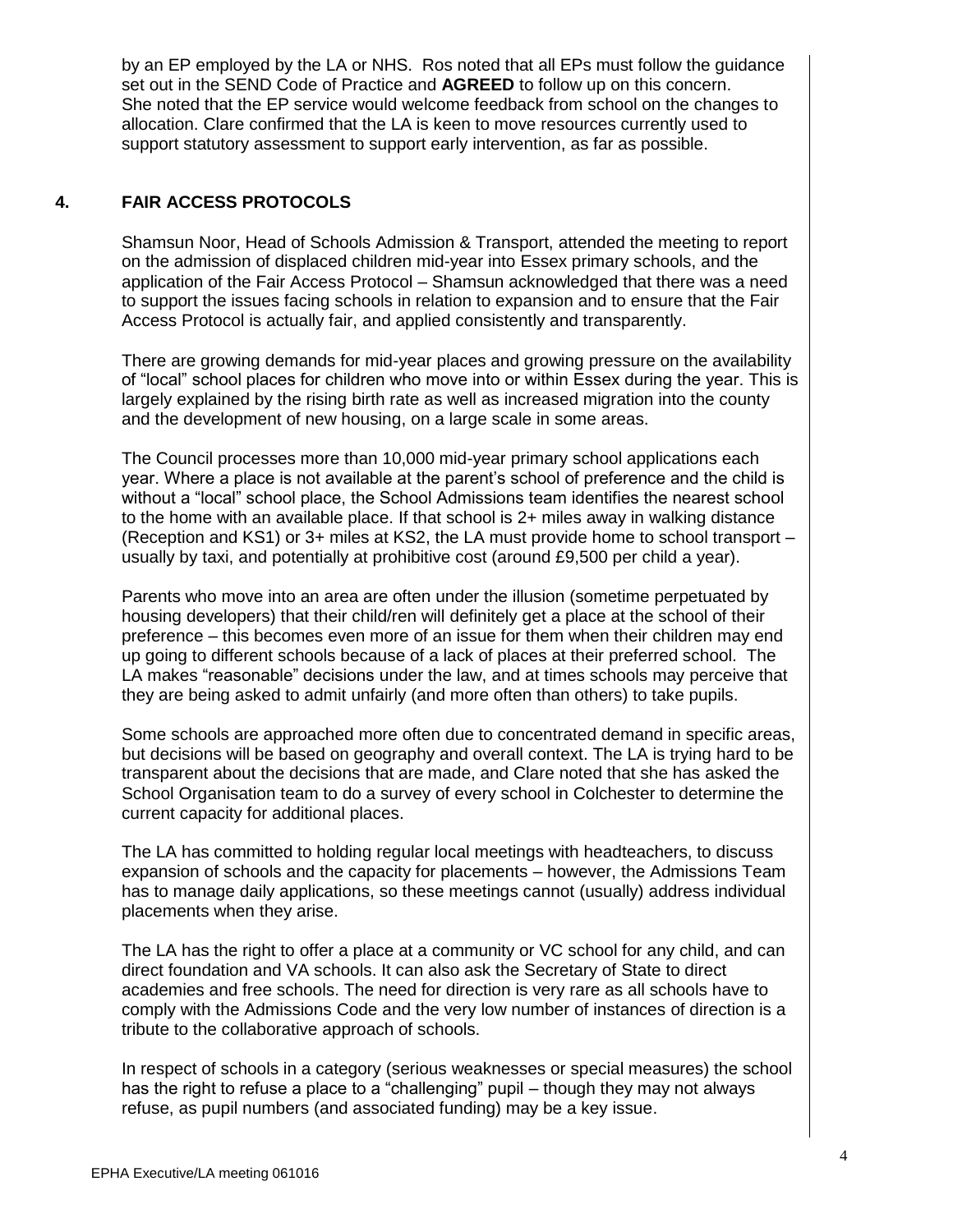by an EP employed by the LA or NHS. Ros noted that all EPs must follow the guidance set out in the SEND Code of Practice and **AGREED** to follow up on this concern. She noted that the EP service would welcome feedback from school on the changes to allocation. Clare confirmed that the LA is keen to move resources currently used to support statutory assessment to support early intervention, as far as possible.

## 4. FAIR ACCESS PROTOCOLS

Shamsun Noor, Head of Schools Admission & Transport, attended the meeting to report on the admission of displaced children mid-year into Essex primary schools, and the application of the Fair Access Protocol – Shamsun acknowledged that there was a need to support the issues facing schools in relation to expansion and to ensure that the Fair Access Protocol is actually fair, and applied consistently and transparently.

There are growing demands for mid-year places and growing pressure on the availability of "local" school places for children who move into or within Essex during the year. This is largely explained by the rising birth rate as well as increased migration into the county and the development of new housing, on a large scale in some areas.

The Council processes more than 10,000 mid-year primary school applications each year. Where a place is not available at the parent's school of preference and the child is without a "local" school place, the School Admissions team identifies the nearest school to the home with an available place. If that school is 2+ miles away in walking distance (Reception and KS1) or 3+ miles at KS2, the LA must provide home to school transport – usually by taxi, and potentially at prohibitive cost (around £9,500 per child a year).

Parents who move into an area are often under the illusion (sometime perpetuated by housing developers) that their child/ren will definitely get a place at the school of their preference – this becomes even more of an issue for them when their children may end up going to different schools because of a lack of places at their preferred school. The LA makes "reasonable" decisions under the law, and at times schools may perceive that they are being asked to admit unfairly (and more often than others) to take pupils.

Some schools are approached more often due to concentrated demand in specific areas, but decisions will be based on geography and overall context. The LA is trying hard to be transparent about the decisions that are made, and Clare noted that she has asked the School Organisation team to do a survey of every school in Colchester to determine the current capacity for additional places.

The LA has committed to holding regular local meetings with headteachers, to discuss expansion of schools and the capacity for placements – however, the Admissions Team has to manage daily applications, so these meetings cannot (usually) address individual placements when they arise.

The LA has the right to offer a place at a community or VC school for any child, and can direct foundation and VA schools. It can also ask the Secretary of State to direct academies and free schools. The need for direction is very rare as all schools have to comply with the Admissions Code and the very low number of instances of direction is a tribute to the collaborative approach of schools.

In respect of schools in a category (serious weaknesses or special measures) the school has the right to refuse a place to a "challenging" pupil – though they may not always refuse, as pupil numbers (and associated funding) may be a key issue.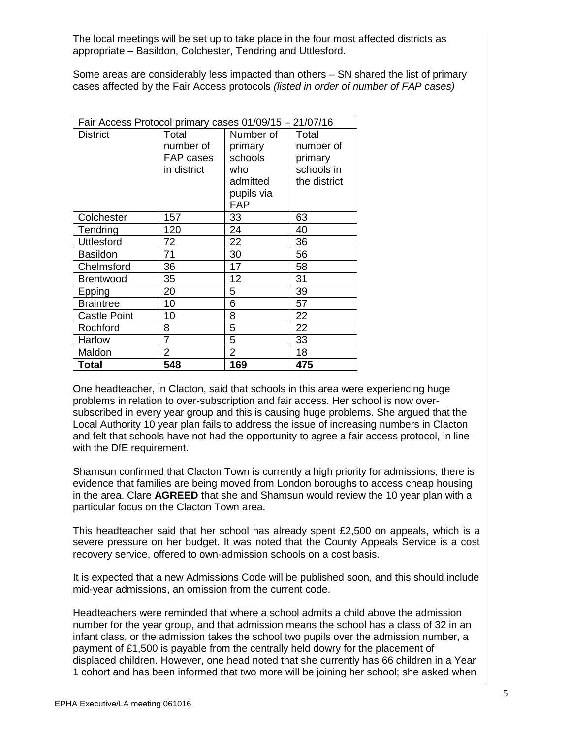The local meetings will be set up to take place in the four most affected districts as appropriate – Basildon, Colchester, Tendring and Uttlesford.

Some areas are considerably less impacted than others – SN shared the list of primary cases affected by the Fair Access protocols *(listed in order of number of FAP cases)*

| Fair Access Protocol primary cases 01/09/15 – 21/07/16 | | | |
|---|---|---|---|
| District | Total number of FAP cases in district | Number of primary schools who admitted pupils via FAP | Total number of primary schools in the district |
| Colchester | 157 | 33 | 63 |
| Tendring | 120 | 24 | 40 |
| Uttlesford | 72 | 22 | 36 |
| Basildon | 71 | 30 | 56 |
| Chelmsford | 36 | 17 | 58 |
| Brentwood | 35 | 12 | 31 |
| Epping | 20 | 5 | 39 |
| Braintree | 10 | 6 | 57 |
| Castle Point | 10 | 8 | 22 |
| Rochford | 8 | 5 | 22 |
| Harlow | 7 | 5 | 33 |
| Maldon | 2 | 2 | 18 |
| **Total** | **548** | **169** | **475** |

One headteacher, in Clacton, said that schools in this area were experiencing huge problems in relation to over-subscription and fair access. Her school is now over-subscribed in every year group and this is causing huge problems. She argued that the Local Authority 10 year plan fails to address the issue of increasing numbers in Clacton and felt that schools have not had the opportunity to agree a fair access protocol, in line with the DfE requirement.

Shamsun confirmed that Clacton Town is currently a high priority for admissions; there is evidence that families are being moved from London boroughs to access cheap housing in the area. Clare **AGREED** that she and Shamsun would review the 10 year plan with a particular focus on the Clacton Town area.

This headteacher said that her school has already spent £2,500 on appeals, which is a severe pressure on her budget. It was noted that the County Appeals Service is a cost recovery service, offered to own-admission schools on a cost basis.

It is expected that a new Admissions Code will be published soon, and this should include mid-year admissions, an omission from the current code.

Headteachers were reminded that where a school admits a child above the admission number for the year group, and that admission means the school has a class of 32 in an infant class, or the admission takes the school two pupils over the admission number, a payment of £1,500 is payable from the centrally held dowry for the placement of displaced children. However, one head noted that she currently has 66 children in a Year 1 cohort and has been informed that two more will be joining her school; she asked when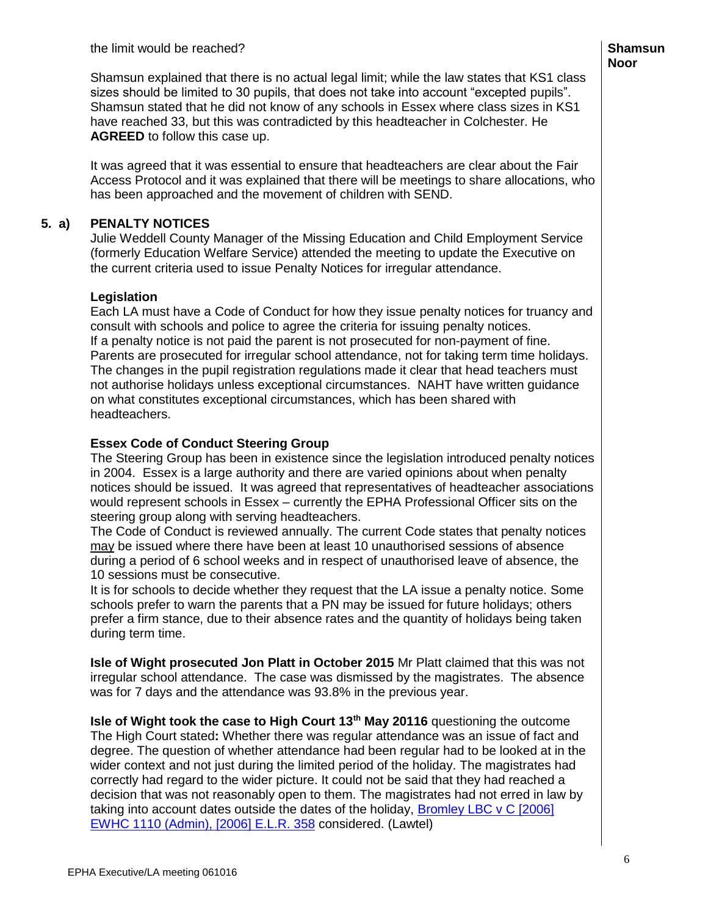the limit would be reached?

**Shamsun Noor**

Shamsun explained that there is no actual legal limit; while the law states that KS1 class sizes should be limited to 30 pupils, that does not take into account "excepted pupils". Shamsun stated that he did not know of any schools in Essex where class sizes in KS1 have reached 33, but this was contradicted by this headteacher in Colchester. He **AGREED** to follow this case up.

It was agreed that it was essential to ensure that headteachers are clear about the Fair Access Protocol and it was explained that there will be meetings to share allocations, who has been approached and the movement of children with SEND.

## 5. a) PENALTY NOTICES

Julie Weddell County Manager of the Missing Education and Child Employment Service (formerly Education Welfare Service) attended the meeting to update the Executive on the current criteria used to issue Penalty Notices for irregular attendance.

**Legislation**

Each LA must have a Code of Conduct for how they issue penalty notices for truancy and consult with schools and police to agree the criteria for issuing penalty notices.
If a penalty notice is not paid the parent is not prosecuted for non-payment of fine.
Parents are prosecuted for irregular school attendance, not for taking term time holidays.
The changes in the pupil registration regulations made it clear that head teachers must not authorise holidays unless exceptional circumstances. NAHT have written guidance on what constitutes exceptional circumstances, which has been shared with headteachers.

**Essex Code of Conduct Steering Group**

The Steering Group has been in existence since the legislation introduced penalty notices in 2004. Essex is a large authority and there are varied opinions about when penalty notices should be issued. It was agreed that representatives of headteacher associations would represent schools in Essex – currently the EPHA Professional Officer sits on the steering group along with serving headteachers.
The Code of Conduct is reviewed annually. The current Code states that penalty notices may be issued where there have been at least 10 unauthorised sessions of absence during a period of 6 school weeks and in respect of unauthorised leave of absence, the 10 sessions must be consecutive.
It is for schools to decide whether they request that the LA issue a penalty notice. Some schools prefer to warn the parents that a PN may be issued for future holidays; others prefer a firm stance, due to their absence rates and the quantity of holidays being taken during term time.

**Isle of Wight prosecuted Jon Platt in October 2015** Mr Platt claimed that this was not irregular school attendance. The case was dismissed by the magistrates. The absence was for 7 days and the attendance was 93.8% in the previous year.

**Isle of Wight took the case to High Court 13th May 20116** questioning the outcome
The High Court stated**:** Whether there was regular attendance was an issue of fact and degree. The question of whether attendance had been regular had to be looked at in the wider context and not just during the limited period of the holiday. The magistrates had correctly had regard to the wider picture. It could not be said that they had reached a decision that was not reasonably open to them. The magistrates had not erred in law by taking into account dates outside the dates of the holiday, Bromley LBC v C [2006] EWHC 1110 (Admin), [2006] E.L.R. 358 considered. (Lawtel)

EPHA Executive/LA meeting 061016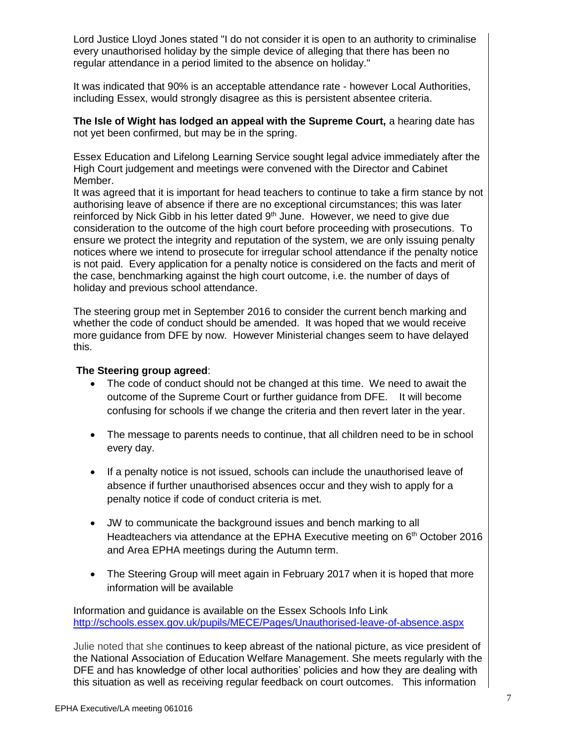Lord Justice Lloyd Jones stated "I do not consider it is open to an authority to criminalise every unauthorised holiday by the simple device of alleging that there has been no regular attendance in a period limited to the absence on holiday."

It was indicated that 90% is an acceptable attendance rate - however Local Authorities, including Essex, would strongly disagree as this is persistent absentee criteria.

**The Isle of Wight has lodged an appeal with the Supreme Court,** a hearing date has not yet been confirmed, but may be in the spring.

Essex Education and Lifelong Learning Service sought legal advice immediately after the High Court judgement and meetings were convened with the Director and Cabinet Member.
It was agreed that it is important for head teachers to continue to take a firm stance by not authorising leave of absence if there are no exceptional circumstances; this was later reinforced by Nick Gibb in his letter dated 9th June. However, we need to give due consideration to the outcome of the high court before proceeding with prosecutions. To ensure we protect the integrity and reputation of the system, we are only issuing penalty notices where we intend to prosecute for irregular school attendance if the penalty notice is not paid. Every application for a penalty notice is considered on the facts and merit of the case, benchmarking against the high court outcome, i.e. the number of days of holiday and previous school attendance.

The steering group met in September 2016 to consider the current bench marking and whether the code of conduct should be amended. It was hoped that we would receive more guidance from DFE by now. However Ministerial changes seem to have delayed this.

**The Steering group agreed**:

- The code of conduct should not be changed at this time. We need to await the outcome of the Supreme Court or further guidance from DFE. It will become confusing for schools if we change the criteria and then revert later in the year.
- The message to parents needs to continue, that all children need to be in school every day.
- If a penalty notice is not issued, schools can include the unauthorised leave of absence if further unauthorised absences occur and they wish to apply for a penalty notice if code of conduct criteria is met.
- JW to communicate the background issues and bench marking to all Headteachers via attendance at the EPHA Executive meeting on 6th October 2016 and Area EPHA meetings during the Autumn term.
- The Steering Group will meet again in February 2017 when it is hoped that more information will be available

Information and guidance is available on the Essex Schools Info Link
http://schools.essex.gov.uk/pupils/MECE/Pages/Unauthorised-leave-of-absence.aspx

Julie noted that she continues to keep abreast of the national picture, as vice president of the National Association of Education Welfare Management. She meets regularly with the DFE and has knowledge of other local authorities' policies and how they are dealing with this situation as well as receiving regular feedback on court outcomes. This information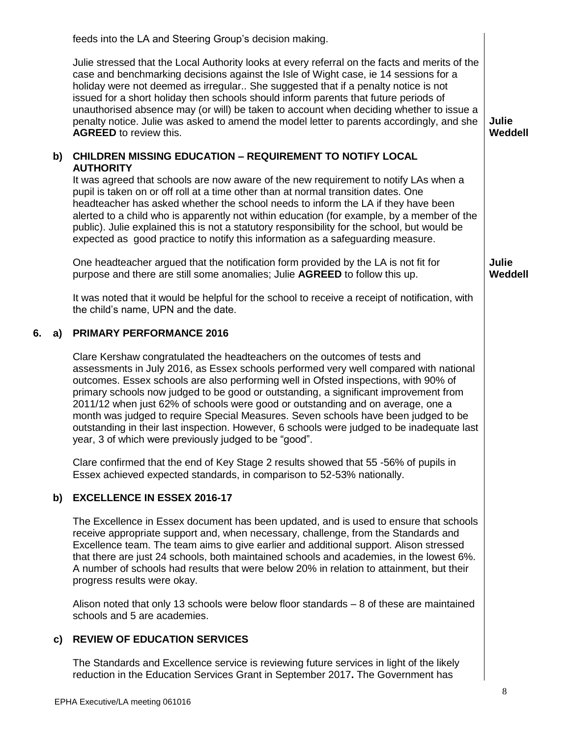feeds into the LA and Steering Group's decision making.

Julie stressed that the Local Authority looks at every referral on the facts and merits of the case and benchmarking decisions against the Isle of Wight case, ie 14 sessions for a holiday were not deemed as irregular.. She suggested that if a penalty notice is not issued for a short holiday then schools should inform parents that future periods of unauthorised absence may (or will) be taken to account when deciding whether to issue a penalty notice. Julie was asked to amend the model letter to parents accordingly, and she **AGREED** to review this. — **Julie Weddell**

**b) CHILDREN MISSING EDUCATION – REQUIREMENT TO NOTIFY LOCAL AUTHORITY**

It was agreed that schools are now aware of the new requirement to notify LAs when a pupil is taken on or off roll at a time other than at normal transition dates. One headteacher has asked whether the school needs to inform the LA if they have been alerted to a child who is apparently not within education (for example, by a member of the public). Julie explained this is not a statutory responsibility for the school, but would be expected as good practice to notify this information as a safeguarding measure.

One headteacher argued that the notification form provided by the LA is not fit for purpose and there are still some anomalies; Julie **AGREED** to follow this up. — **Julie Weddell**

It was noted that it would be helpful for the school to receive a receipt of notification, with the child's name, UPN and the date.

**6. a) PRIMARY PERFORMANCE 2016**

Clare Kershaw congratulated the headteachers on the outcomes of tests and assessments in July 2016, as Essex schools performed very well compared with national outcomes. Essex schools are also performing well in Ofsted inspections, with 90% of primary schools now judged to be good or outstanding, a significant improvement from 2011/12 when just 62% of schools were good or outstanding and on average, one a month was judged to require Special Measures. Seven schools have been judged to be outstanding in their last inspection. However, 6 schools were judged to be inadequate last year, 3 of which were previously judged to be "good".

Clare confirmed that the end of Key Stage 2 results showed that 55 -56% of pupils in Essex achieved expected standards, in comparison to 52-53% nationally.

**b) EXCELLENCE IN ESSEX 2016-17**

The Excellence in Essex document has been updated, and is used to ensure that schools receive appropriate support and, when necessary, challenge, from the Standards and Excellence team. The team aims to give earlier and additional support. Alison stressed that there are just 24 schools, both maintained schools and academies, in the lowest 6%. A number of schools had results that were below 20% in relation to attainment, but their progress results were okay.

Alison noted that only 13 schools were below floor standards – 8 of these are maintained schools and 5 are academies.

**c) REVIEW OF EDUCATION SERVICES**

The Standards and Excellence service is reviewing future services in light of the likely reduction in the Education Services Grant in September 2017**.** The Government has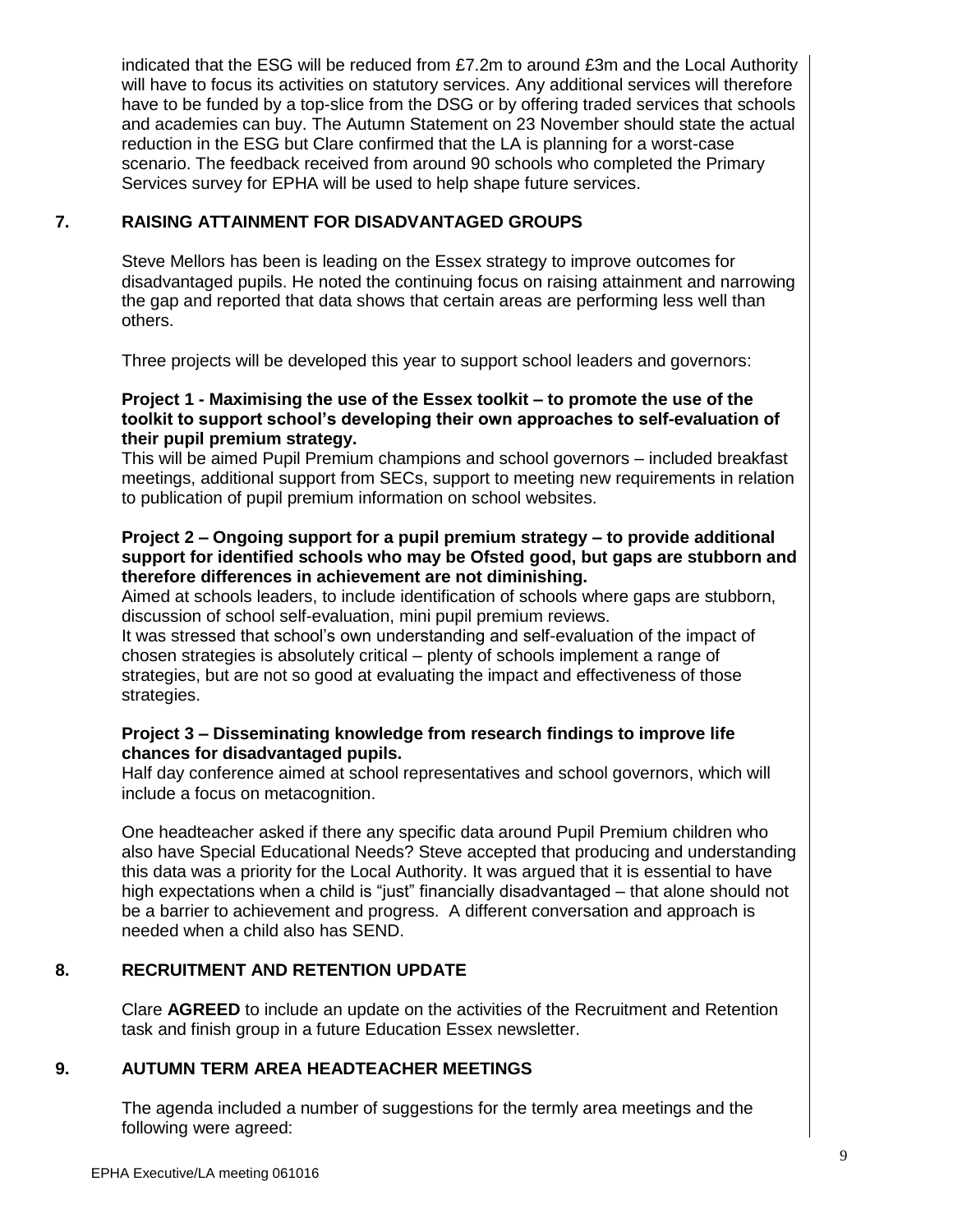indicated that the ESG will be reduced from £7.2m to around £3m and the Local Authority will have to focus its activities on statutory services. Any additional services will therefore have to be funded by a top-slice from the DSG or by offering traded services that schools and academies can buy. The Autumn Statement on 23 November should state the actual reduction in the ESG but Clare confirmed that the LA is planning for a worst-case scenario. The feedback received from around 90 schools who completed the Primary Services survey for EPHA will be used to help shape future services.

## 7. RAISING ATTAINMENT FOR DISADVANTAGED GROUPS

Steve Mellors has been is leading on the Essex strategy to improve outcomes for disadvantaged pupils. He noted the continuing focus on raising attainment and narrowing the gap and reported that data shows that certain areas are performing less well than others.

Three projects will be developed this year to support school leaders and governors:

**Project 1 - Maximising the use of the Essex toolkit – to promote the use of the toolkit to support school's developing their own approaches to self-evaluation of their pupil premium strategy.**
This will be aimed Pupil Premium champions and school governors – included breakfast meetings, additional support from SECs, support to meeting new requirements in relation to publication of pupil premium information on school websites.

**Project 2 – Ongoing support for a pupil premium strategy – to provide additional support for identified schools who may be Ofsted good, but gaps are stubborn and therefore differences in achievement are not diminishing.**
Aimed at schools leaders, to include identification of schools where gaps are stubborn, discussion of school self-evaluation, mini pupil premium reviews.
It was stressed that school's own understanding and self-evaluation of the impact of chosen strategies is absolutely critical – plenty of schools implement a range of strategies, but are not so good at evaluating the impact and effectiveness of those strategies.

**Project 3 – Disseminating knowledge from research findings to improve life chances for disadvantaged pupils.**
Half day conference aimed at school representatives and school governors, which will include a focus on metacognition.

One headteacher asked if there any specific data around Pupil Premium children who also have Special Educational Needs? Steve accepted that producing and understanding this data was a priority for the Local Authority. It was argued that it is essential to have high expectations when a child is "just" financially disadvantaged – that alone should not be a barrier to achievement and progress. A different conversation and approach is needed when a child also has SEND.

## 8. RECRUITMENT AND RETENTION UPDATE

Clare **AGREED** to include an update on the activities of the Recruitment and Retention task and finish group in a future Education Essex newsletter.

## 9. AUTUMN TERM AREA HEADTEACHER MEETINGS

The agenda included a number of suggestions for the termly area meetings and the following were agreed: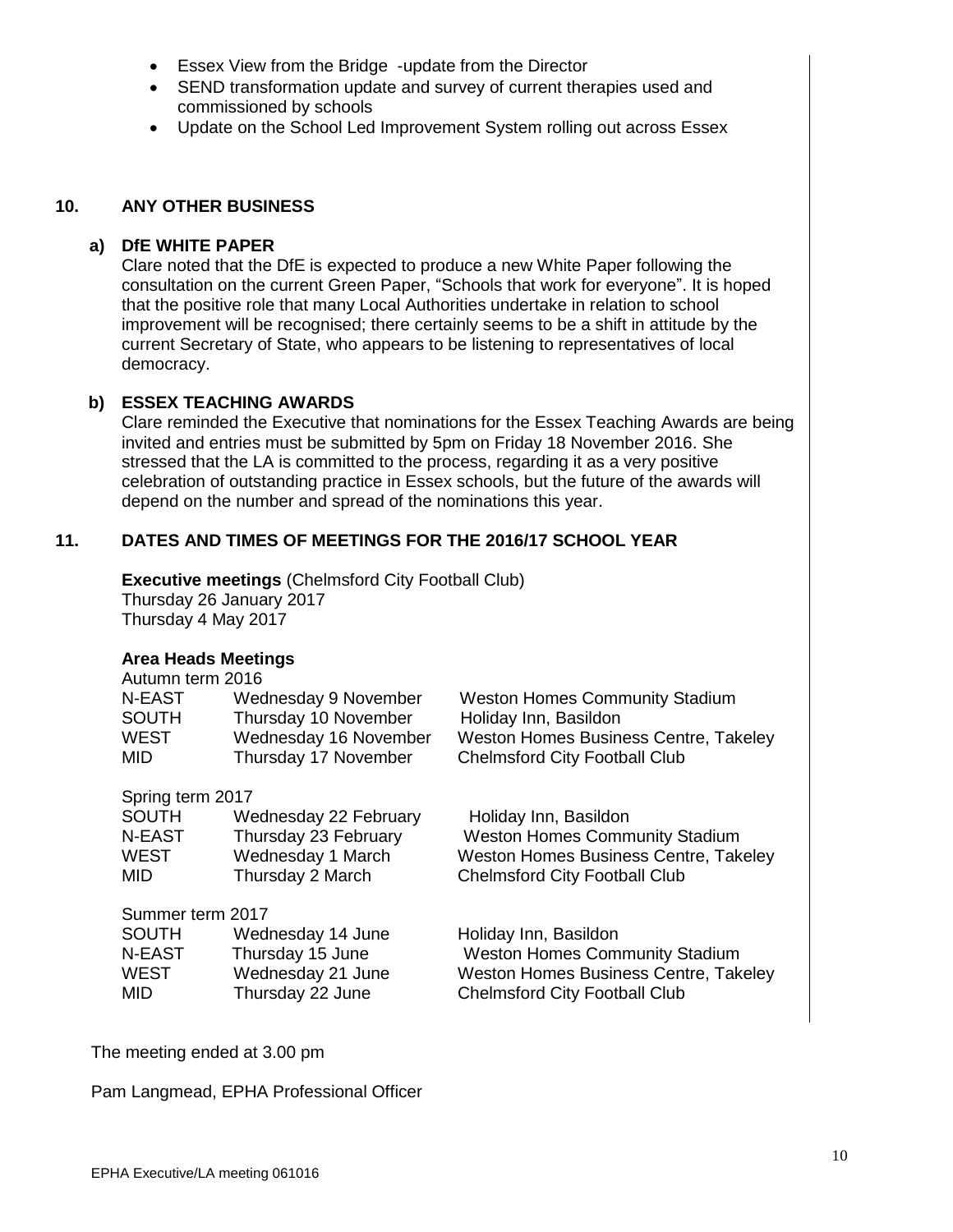- Essex View from the Bridge -update from the Director
- SEND transformation update and survey of current therapies used and commissioned by schools
- Update on the School Led Improvement System rolling out across Essex

## 10. ANY OTHER BUSINESS

### a) DfE WHITE PAPER

Clare noted that the DfE is expected to produce a new White Paper following the consultation on the current Green Paper, "Schools that work for everyone". It is hoped that the positive role that many Local Authorities undertake in relation to school improvement will be recognised; there certainly seems to be a shift in attitude by the current Secretary of State, who appears to be listening to representatives of local democracy.

### b) ESSEX TEACHING AWARDS

Clare reminded the Executive that nominations for the Essex Teaching Awards are being invited and entries must be submitted by 5pm on Friday 18 November 2016. She stressed that the LA is committed to the process, regarding it as a very positive celebration of outstanding practice in Essex schools, but the future of the awards will depend on the number and spread of the nominations this year.

## 11. DATES AND TIMES OF MEETINGS FOR THE 2016/17 SCHOOL YEAR

**Executive meetings** (Chelmsford City Football Club)
Thursday 26 January 2017
Thursday 4 May 2017

**Area Heads Meetings**

Autumn term 2016

| | | |
|---|---|---|
| N-EAST | Wednesday 9 November | Weston Homes Community Stadium |
| SOUTH | Thursday 10 November | Holiday Inn, Basildon |
| WEST | Wednesday 16 November | Weston Homes Business Centre, Takeley |
| MID | Thursday 17 November | Chelmsford City Football Club |

Spring term 2017

| | | |
|---|---|---|
| SOUTH | Wednesday 22 February | Holiday Inn, Basildon |
| N-EAST | Thursday 23 February | Weston Homes Community Stadium |
| WEST | Wednesday 1 March | Weston Homes Business Centre, Takeley |
| MID | Thursday 2 March | Chelmsford City Football Club |

Summer term 2017

| | | |
|---|---|---|
| SOUTH | Wednesday 14 June | Holiday Inn, Basildon |
| N-EAST | Thursday 15 June | Weston Homes Community Stadium |
| WEST | Wednesday 21 June | Weston Homes Business Centre, Takeley |
| MID | Thursday 22 June | Chelmsford City Football Club |

The meeting ended at 3.00 pm

Pam Langmead, EPHA Professional Officer